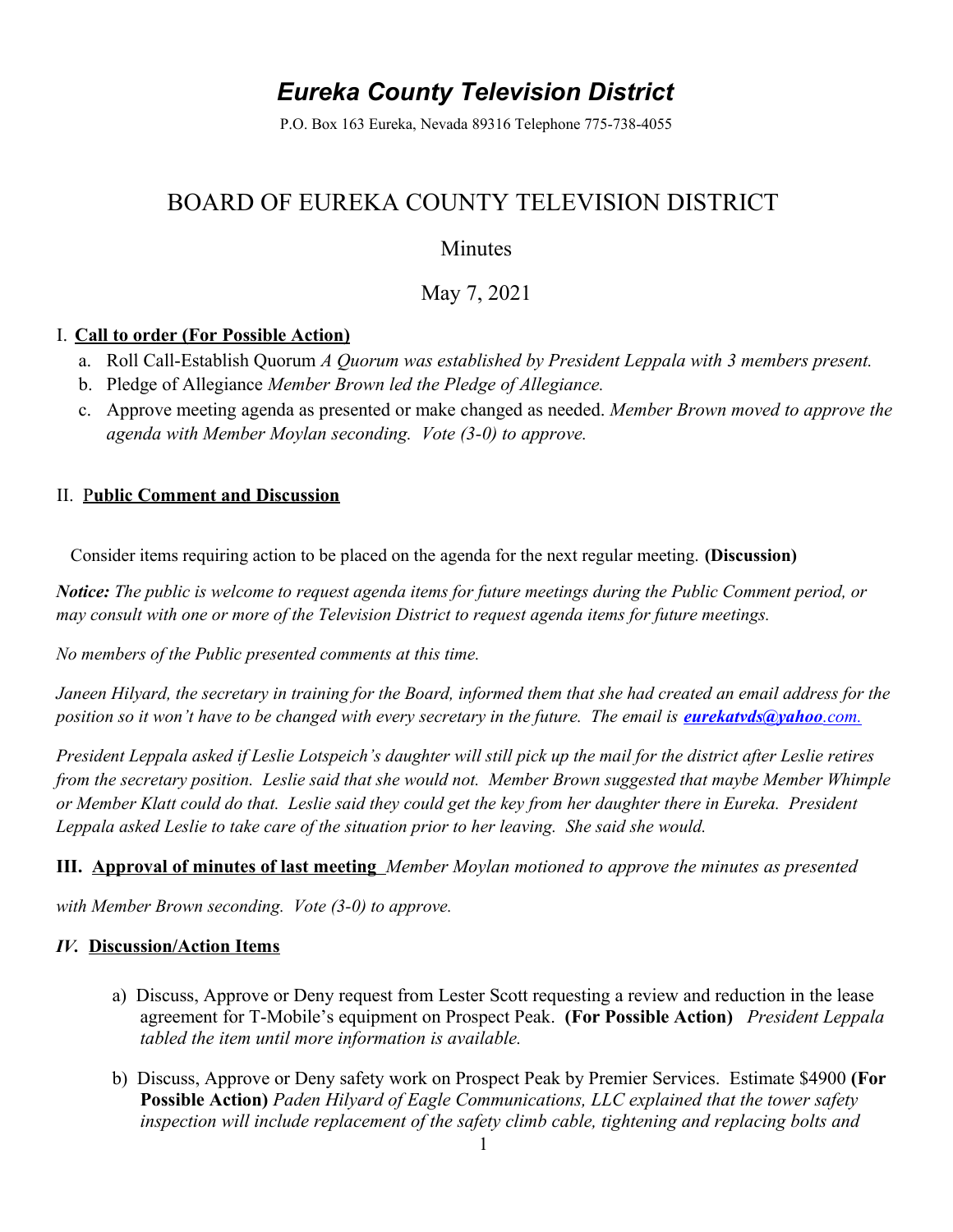# *Eureka County Television District*

P.O. Box 163 Eureka, Nevada 89316 Telephone 775-738-4055

## BOARD OF EUREKA COUNTY TELEVISION DISTRICT

### Minutes

### May 7, 2021

I. **Call to order (For Possible Action)**

a. Roll Call-Establish Quorum *A Quorum was established by President Leppala with 3 members present.*

b. Pledge of Allegiance *Member Brown led the Pledge of Allegiance.*

c. Approve meeting agenda as presented or make changed as needed. *Member Brown moved to approve the agenda with Member Moylan seconding. Vote (3-0) to approve.*

II. **Public Comment and Discussion**

Consider items requiring action to be placed on the agenda for the next regular meeting. **(Discussion)**

***Notice:*** *The public is welcome to request agenda items for future meetings during the Public Comment period, or may consult with one or more of the Television District to request agenda items for future meetings.*

*No members of the Public presented comments at this time.*

*Janeen Hilyard, the secretary in training for the Board, informed them that she had created an email address for the position so it won't have to be changed with every secretary in the future. The email is* ***eurekatvds@yahoo****.com.*

*President Leppala asked if Leslie Lotspeich's daughter will still pick up the mail for the district after Leslie retires from the secretary position. Leslie said that she would not. Member Brown suggested that maybe Member Whimple or Member Klatt could do that. Leslie said they could get the key from her daughter there in Eureka. President Leppala asked Leslie to take care of the situation prior to her leaving. She said she would.*

**III. Approval of minutes of last meeting** *Member Moylan motioned to approve the minutes as presented with Member Brown seconding. Vote (3-0) to approve.*

***IV.* Discussion/Action Items**

a) Discuss, Approve or Deny request from Lester Scott requesting a review and reduction in the lease agreement for T-Mobile's equipment on Prospect Peak. **(For Possible Action)** *President Leppala tabled the item until more information is available.*

b) Discuss, Approve or Deny safety work on Prospect Peak by Premier Services. Estimate $4900 **(For Possible Action)** *Paden Hilyard of Eagle Communications, LLC explained that the tower safety inspection will include replacement of the safety climb cable, tightening and replacing bolts and*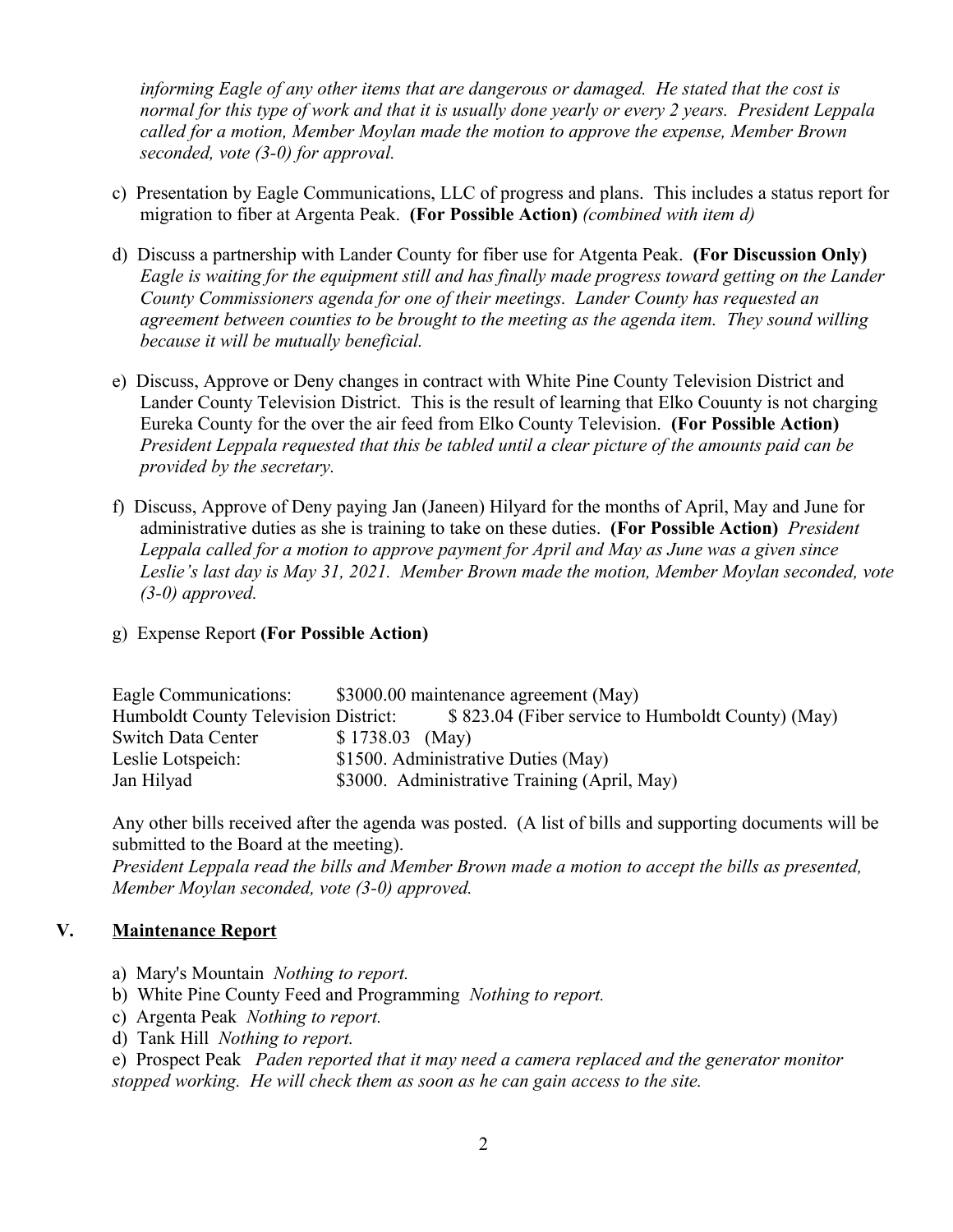*informing Eagle of any other items that are dangerous or damaged. He stated that the cost is normal for this type of work and that it is usually done yearly or every 2 years. President Leppala called for a motion, Member Moylan made the motion to approve the expense, Member Brown seconded, vote (3-0) for approval.*

c) Presentation by Eagle Communications, LLC of progress and plans. This includes a status report for migration to fiber at Argenta Peak. **(For Possible Action)** *(combined with item d)*

d) Discuss a partnership with Lander County for fiber use for Atgenta Peak. **(For Discussion Only)** *Eagle is waiting for the equipment still and has finally made progress toward getting on the Lander County Commissioners agenda for one of their meetings. Lander County has requested an agreement between counties to be brought to the meeting as the agenda item. They sound willing because it will be mutually beneficial.*

e) Discuss, Approve or Deny changes in contract with White Pine County Television District and Lander County Television District. This is the result of learning that Elko Couunty is not charging Eureka County for the over the air feed from Elko County Television. **(For Possible Action)** *President Leppala requested that this be tabled until a clear picture of the amounts paid can be provided by the secretary.*

f) Discuss, Approve of Deny paying Jan (Janeen) Hilyard for the months of April, May and June for administrative duties as she is training to take on these duties. **(For Possible Action)** *President Leppala called for a motion to approve payment for April and May as June was a given since Leslie's last day is May 31, 2021. Member Brown made the motion, Member Moylan seconded, vote (3-0) approved.*

g) Expense Report **(For Possible Action)**

| | |
|---|---|
| Eagle Communications: | $3000.00 maintenance agreement (May) |
| Humboldt County Television District: | $ 823.04 (Fiber service to Humboldt County) (May) |
| Switch Data Center | $ 1738.03 (May) |
| Leslie Lotspeich: | $1500. Administrative Duties (May) |
| Jan Hilyad | $3000. Administrative Training (April, May) |

Any other bills received after the agenda was posted. (A list of bills and supporting documents will be submitted to the Board at the meeting).
*President Leppala read the bills and Member Brown made a motion to accept the bills as presented, Member Moylan seconded, vote (3-0) approved.*

## V. Maintenance Report

a) Mary's Mountain *Nothing to report.*
b) White Pine County Feed and Programming *Nothing to report.*
c) Argenta Peak *Nothing to report.*
d) Tank Hill *Nothing to report.*
e) Prospect Peak *Paden reported that it may need a camera replaced and the generator monitor stopped working. He will check them as soon as he can gain access to the site.*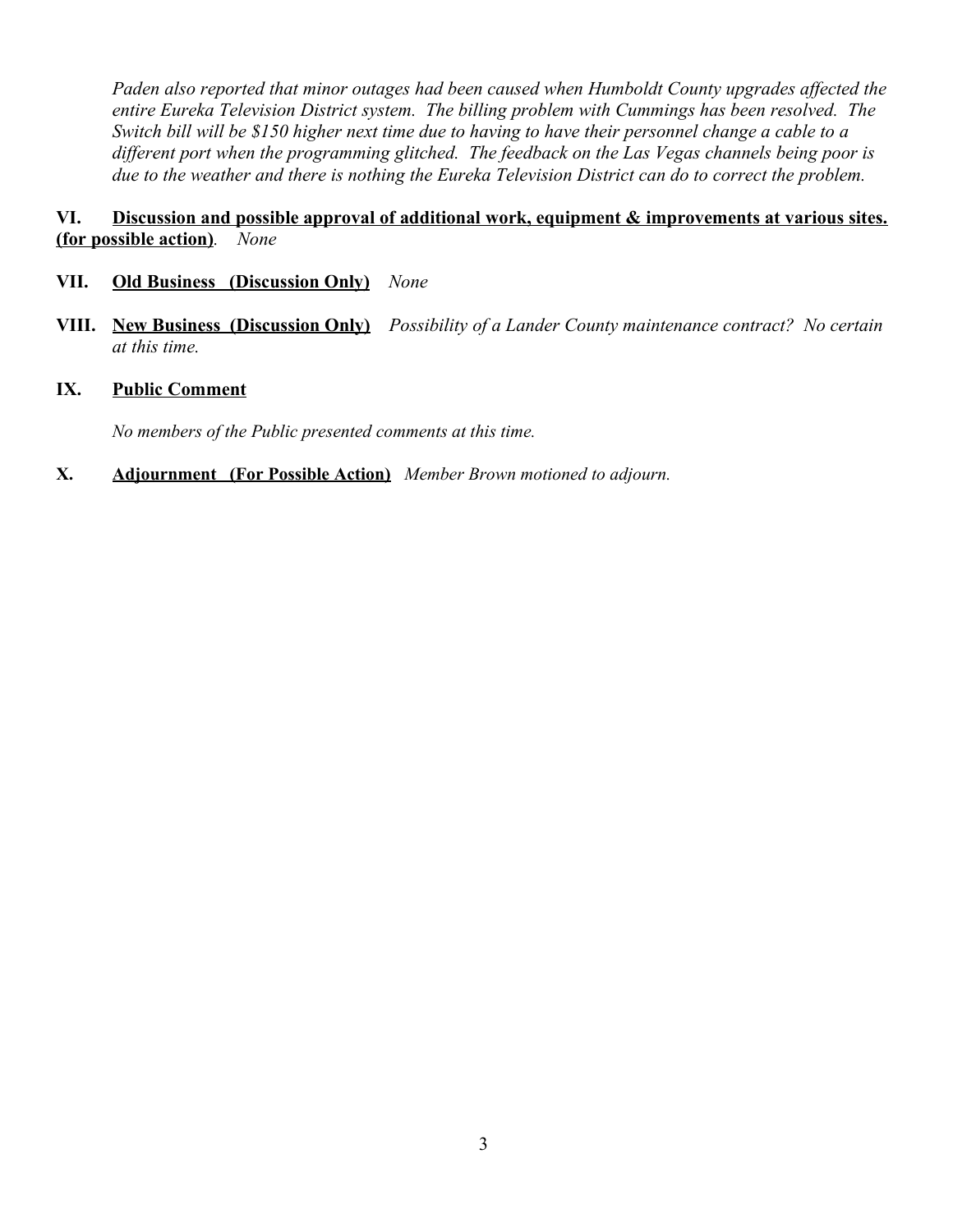*Paden also reported that minor outages had been caused when Humboldt County upgrades affected the entire Eureka Television District system. The billing problem with Cummings has been resolved. The Switch bill will be $150 higher next time due to having to have their personnel change a cable to a different port when the programming glitched. The feedback on the Las Vegas channels being poor is due to the weather and there is nothing the Eureka Television District can do to correct the problem.*

**VI. Discussion and possible approval of additional work, equipment & improvements at various sites. (for possible action)**. *None*

**VII. Old Business (Discussion Only)** *None*

**VIII. New Business (Discussion Only)** *Possibility of a Lander County maintenance contract? No certain at this time.*

**IX. Public Comment**

*No members of the Public presented comments at this time.*

**X. Adjournment (For Possible Action)** *Member Brown motioned to adjourn.*